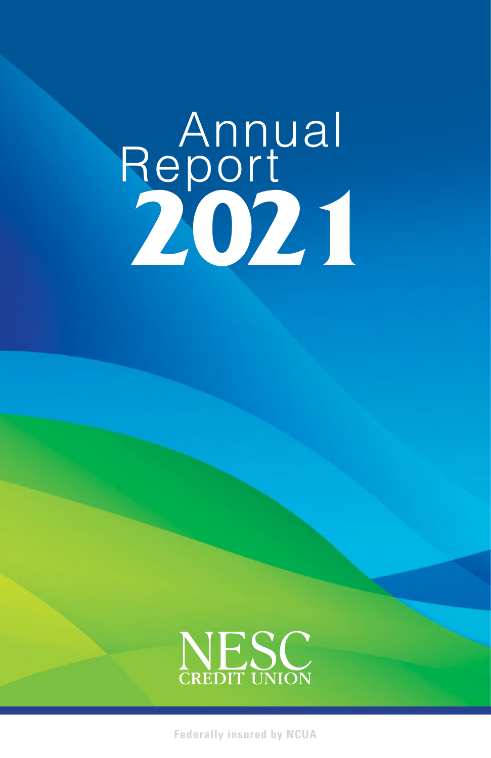# Annual Report 2021

NESC
CREDIT UNION

Federally insured by NCUA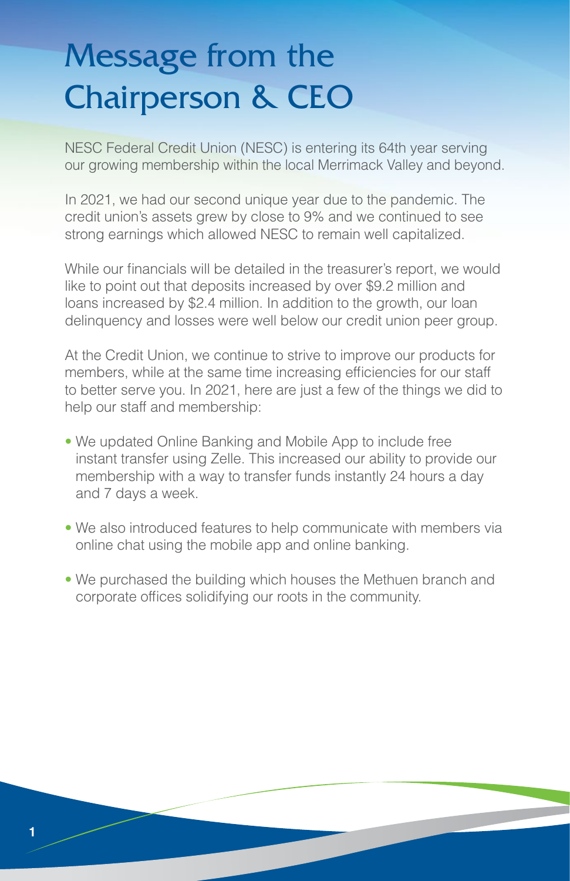# Message from the Chairperson & CEO

NESC Federal Credit Union (NESC) is entering its 64th year serving our growing membership within the local Merrimack Valley and beyond.

In 2021, we had our second unique year due to the pandemic. The credit union's assets grew by close to 9% and we continued to see strong earnings which allowed NESC to remain well capitalized.

While our financials will be detailed in the treasurer's report, we would like to point out that deposits increased by over $9.2 million and loans increased by $2.4 million. In addition to the growth, our loan delinquency and losses were well below our credit union peer group.

At the Credit Union, we continue to strive to improve our products for members, while at the same time increasing efficiencies for our staff to better serve you. In 2021, here are just a few of the things we did to help our staff and membership:

- We updated Online Banking and Mobile App to include free instant transfer using Zelle. This increased our ability to provide our membership with a way to transfer funds instantly 24 hours a day and 7 days a week.
- We also introduced features to help communicate with members via online chat using the mobile app and online banking.
- We purchased the building which houses the Methuen branch and corporate offices solidifying our roots in the community.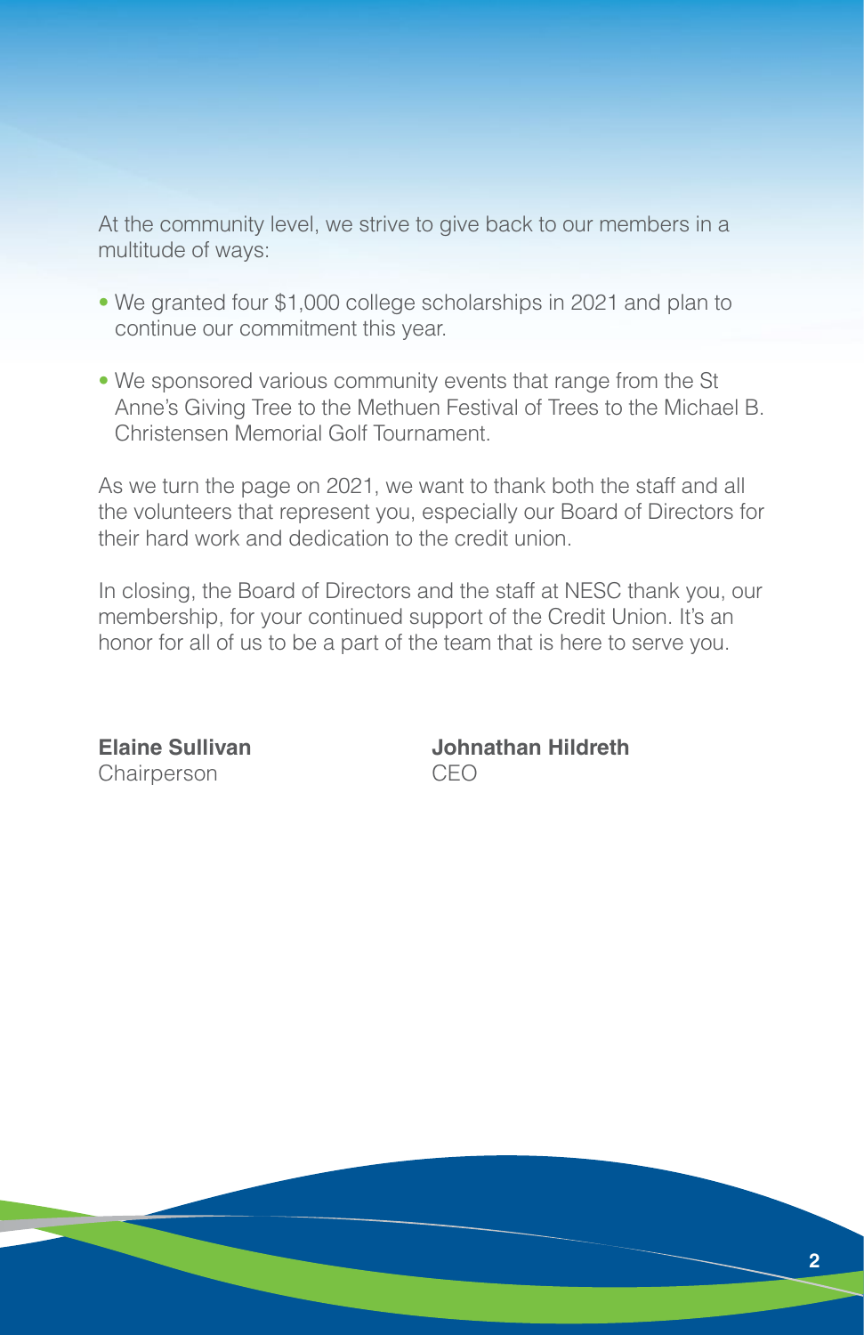At the community level, we strive to give back to our members in a multitude of ways:

- We granted four $1,000 college scholarships in 2021 and plan to continue our commitment this year.
- We sponsored various community events that range from the St Anne's Giving Tree to the Methuen Festival of Trees to the Michael B. Christensen Memorial Golf Tournament.

As we turn the page on 2021, we want to thank both the staff and all the volunteers that represent you, especially our Board of Directors for their hard work and dedication to the credit union.

In closing, the Board of Directors and the staff at NESC thank you, our membership, for your continued support of the Credit Union. It's an honor for all of us to be a part of the team that is here to serve you.

**Elaine Sullivan**
Chairperson

**Johnathan Hildreth**
CEO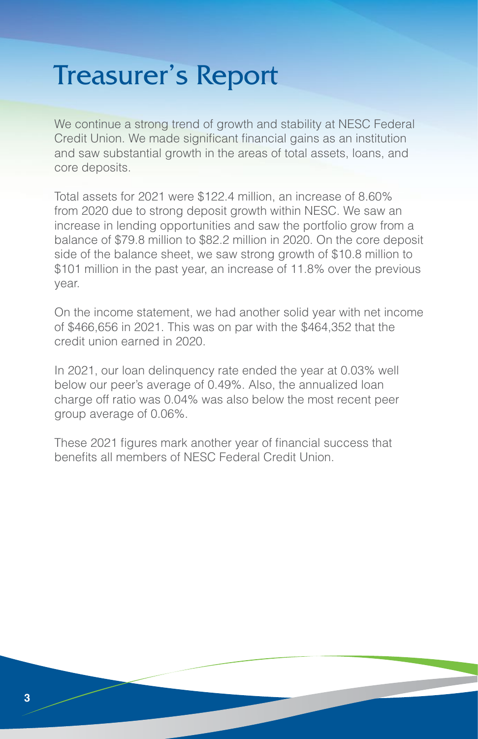# Treasurer's Report

We continue a strong trend of growth and stability at NESC Federal Credit Union. We made significant financial gains as an institution and saw substantial growth in the areas of total assets, loans, and core deposits.

Total assets for 2021 were $122.4 million, an increase of 8.60% from 2020 due to strong deposit growth within NESC. We saw an increase in lending opportunities and saw the portfolio grow from a balance of $79.8 million to $82.2 million in 2020. On the core deposit side of the balance sheet, we saw strong growth of $10.8 million to $101 million in the past year, an increase of 11.8% over the previous year.

On the income statement, we had another solid year with net income of $466,656 in 2021. This was on par with the $464,352 that the credit union earned in 2020.

In 2021, our loan delinquency rate ended the year at 0.03% well below our peer's average of 0.49%. Also, the annualized loan charge off ratio was 0.04% was also below the most recent peer group average of 0.06%.

These 2021 figures mark another year of financial success that benefits all members of NESC Federal Credit Union.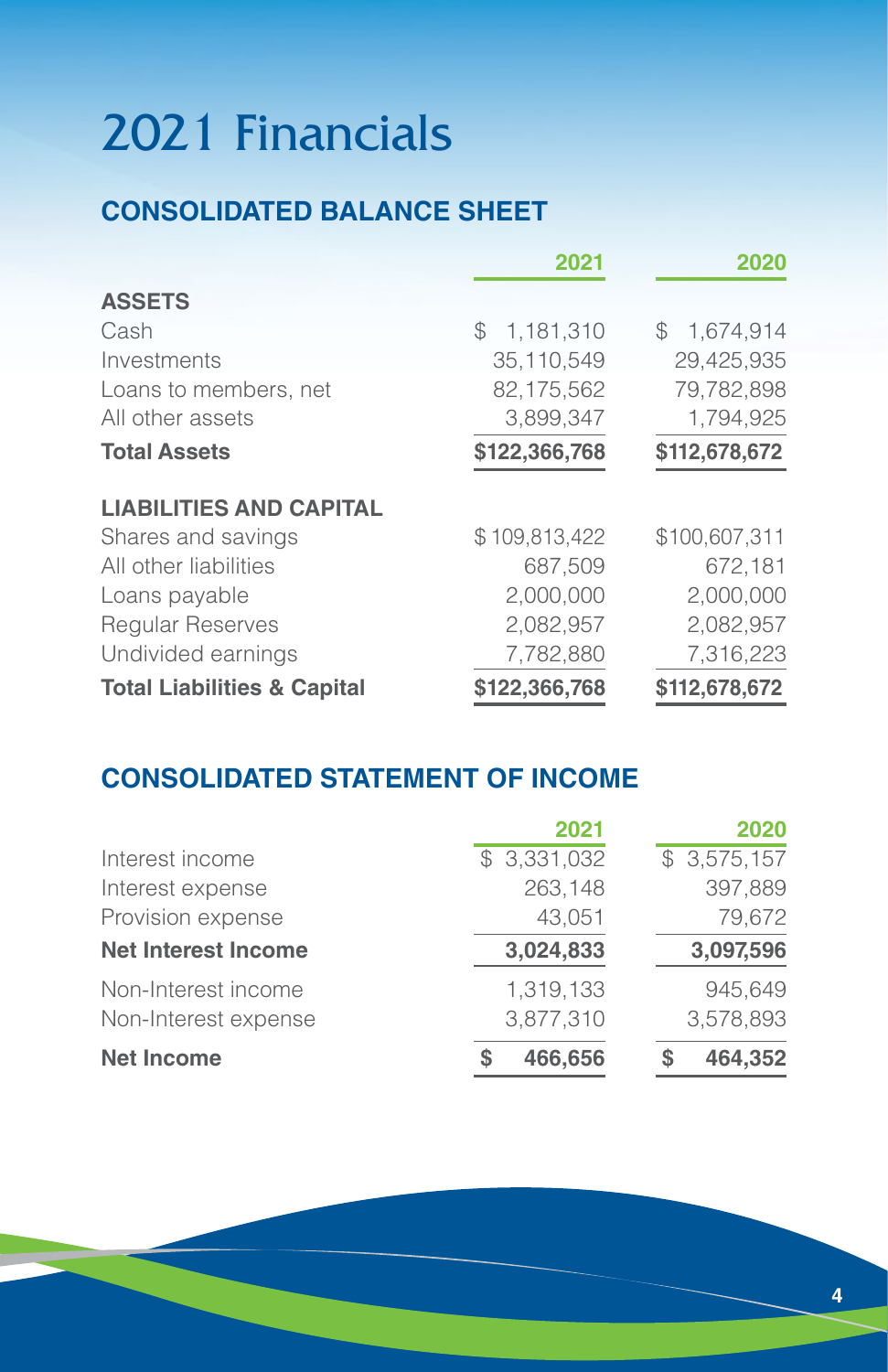# 2021 Financials

## CONSOLIDATED BALANCE SHEET

| | 2021 | 2020 |
|---|---|---|
| **ASSETS** | | |
| Cash | $ 1,181,310 | $ 1,674,914 |
| Investments | 35,110,549 | 29,425,935 |
| Loans to members, net | 82,175,562 | 79,782,898 |
| All other assets | 3,899,347 | 1,794,925 |
| **Total Assets** | **$122,366,768** | **$112,678,672** |
| **LIABILITIES AND CAPITAL** | | |
| Shares and savings | $ 109,813,422 | $100,607,311 |
| All other liabilities | 687,509 | 672,181 |
| Loans payable | 2,000,000 | 2,000,000 |
| Regular Reserves | 2,082,957 | 2,082,957 |
| Undivided earnings | 7,782,880 | 7,316,223 |
| **Total Liabilities & Capital** | **$122,366,768** | **$112,678,672** |

## CONSOLIDATED STATEMENT OF INCOME

| | 2021 | 2020 |
|---|---|---|
| Interest income | $ 3,331,032 | $ 3,575,157 |
| Interest expense | 263,148 | 397,889 |
| Provision expense | 43,051 | 79,672 |
| **Net Interest Income** | **3,024,833** | **3,097,596** |
| Non-Interest income | 1,319,133 | 945,649 |
| Non-Interest expense | 3,877,310 | 3,578,893 |
| **Net Income** | **$ 466,656** | **$ 464,352** |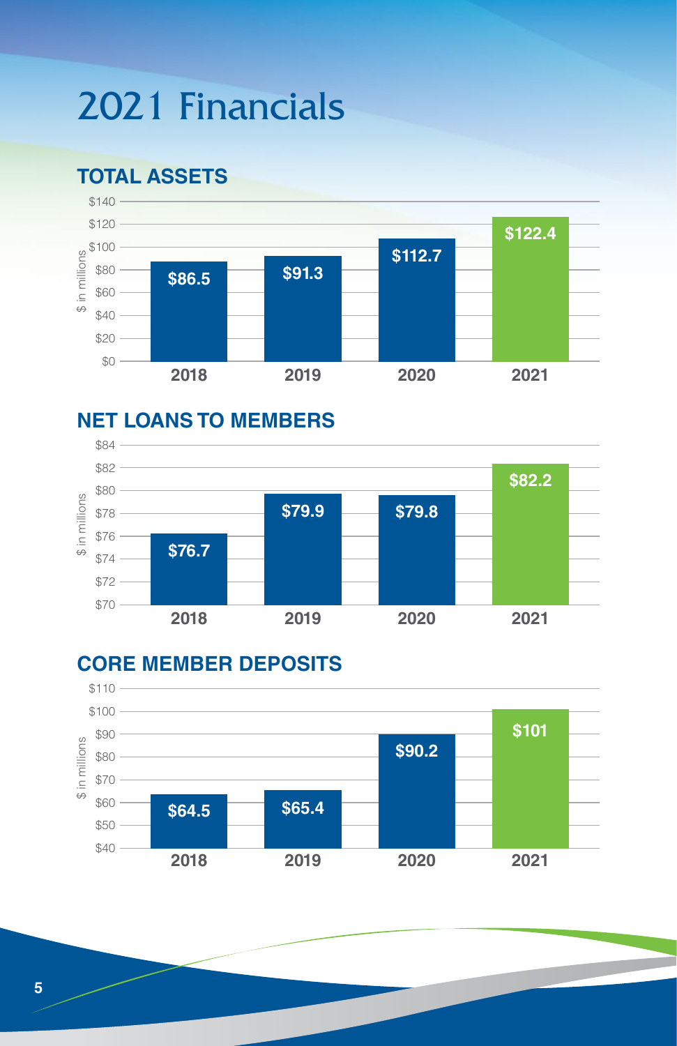# 2021 Financials

## TOTAL ASSETS

$ in millions

| Year | Total Assets |
|---|---|
| 2018 | $86.5 |
| 2019 | $91.3 |
| 2020 | $112.7 |
| 2021 | $122.4 |

## NET LOANS TO MEMBERS

$ in millions

| Year | Net Loans to Members |
|---|---|
| 2018 | $76.7 |
| 2019 | $79.9 |
| 2020 | $79.8 |
| 2021 | $82.2 |

## CORE MEMBER DEPOSITS

$ in millions

| Year | Core Member Deposits |
|---|---|
| 2018 | $64.5 |
| 2019 | $65.4 |
| 2020 | $90.2 |
| 2021 | $101 |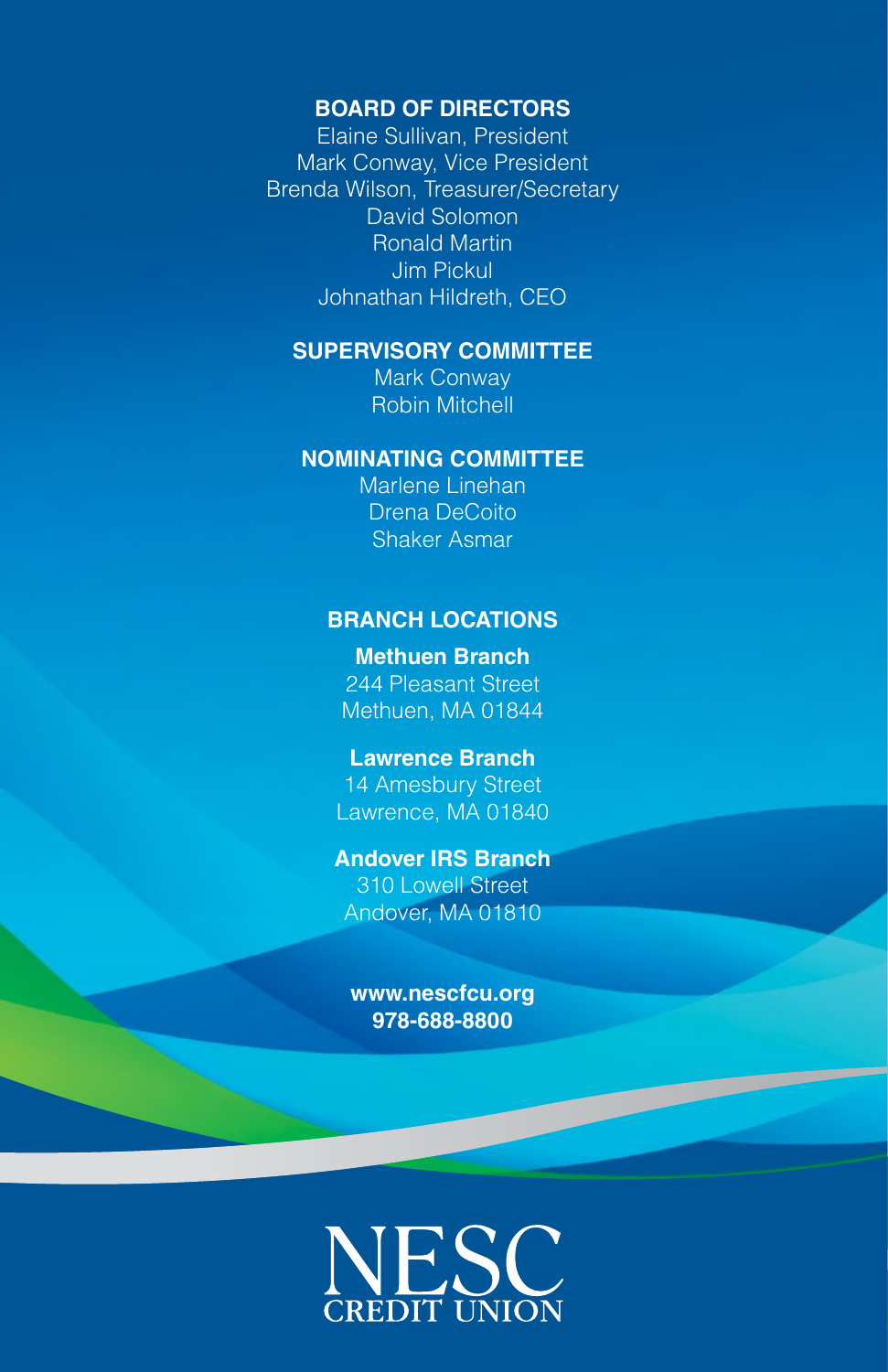## BOARD OF DIRECTORS

Elaine Sullivan, President
Mark Conway, Vice President
Brenda Wilson, Treasurer/Secretary
David Solomon
Ronald Martin
Jim Pickul
Johnathan Hildreth, CEO

## SUPERVISORY COMMITTEE

Mark Conway
Robin Mitchell

## NOMINATING COMMITTEE

Marlene Linehan
Drena DeCoito
Shaker Asmar

## BRANCH LOCATIONS

**Methuen Branch**
244 Pleasant Street
Methuen, MA 01844

**Lawrence Branch**
14 Amesbury Street
Lawrence, MA 01840

**Andover IRS Branch**
310 Lowell Street
Andover, MA 01810

**www.nescfcu.org**
**978-688-8800**

NESC
CREDIT UNION